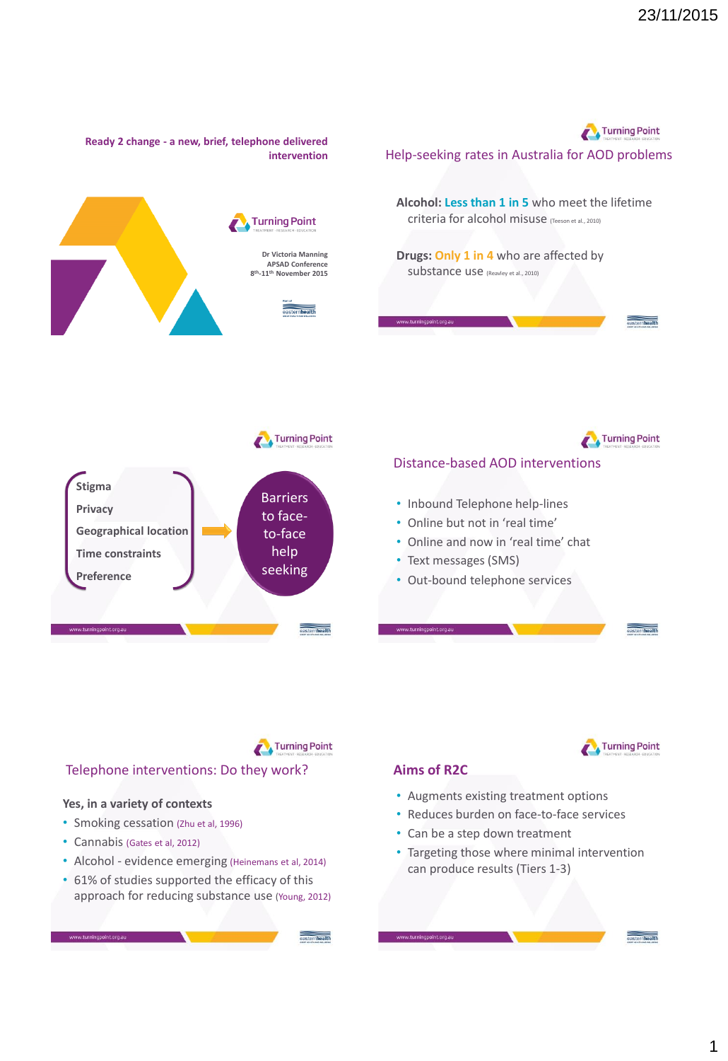# Ready 2 change - a new, brief, telephone delivered intervention

Dr Victoria Manning
APSAD Conference
8th-11th November 2015

## Help-seeking rates in Australia for AOD problems

**Alcohol:** Less than 1 in 5 who meet the lifetime criteria for alcohol misuse (Teeson et al., 2010)

**Drugs:** Only 1 in 4 who are affected by substance use (Reavley et al., 2010)

## Barriers to face-to-face help seeking

- Stigma
- Privacy
- Geographical location
- Time constraints
- Preference

## Distance-based AOD interventions

- Inbound Telephone help-lines
- Online but not in 'real time'
- Online and now in 'real time' chat
- Text messages (SMS)
- Out-bound telephone services

## Telephone interventions: Do they work?

**Yes, in a variety of contexts**

- Smoking cessation (Zhu et al, 1996)
- Cannabis (Gates et al, 2012)
- Alcohol - evidence emerging (Heinemans et al, 2014)
- 61% of studies supported the efficacy of this approach for reducing substance use (Young, 2012)

## Aims of R2C

- Augments existing treatment options
- Reduces burden on face-to-face services
- Can be a step down treatment
- Targeting those where minimal intervention can produce results (Tiers 1-3)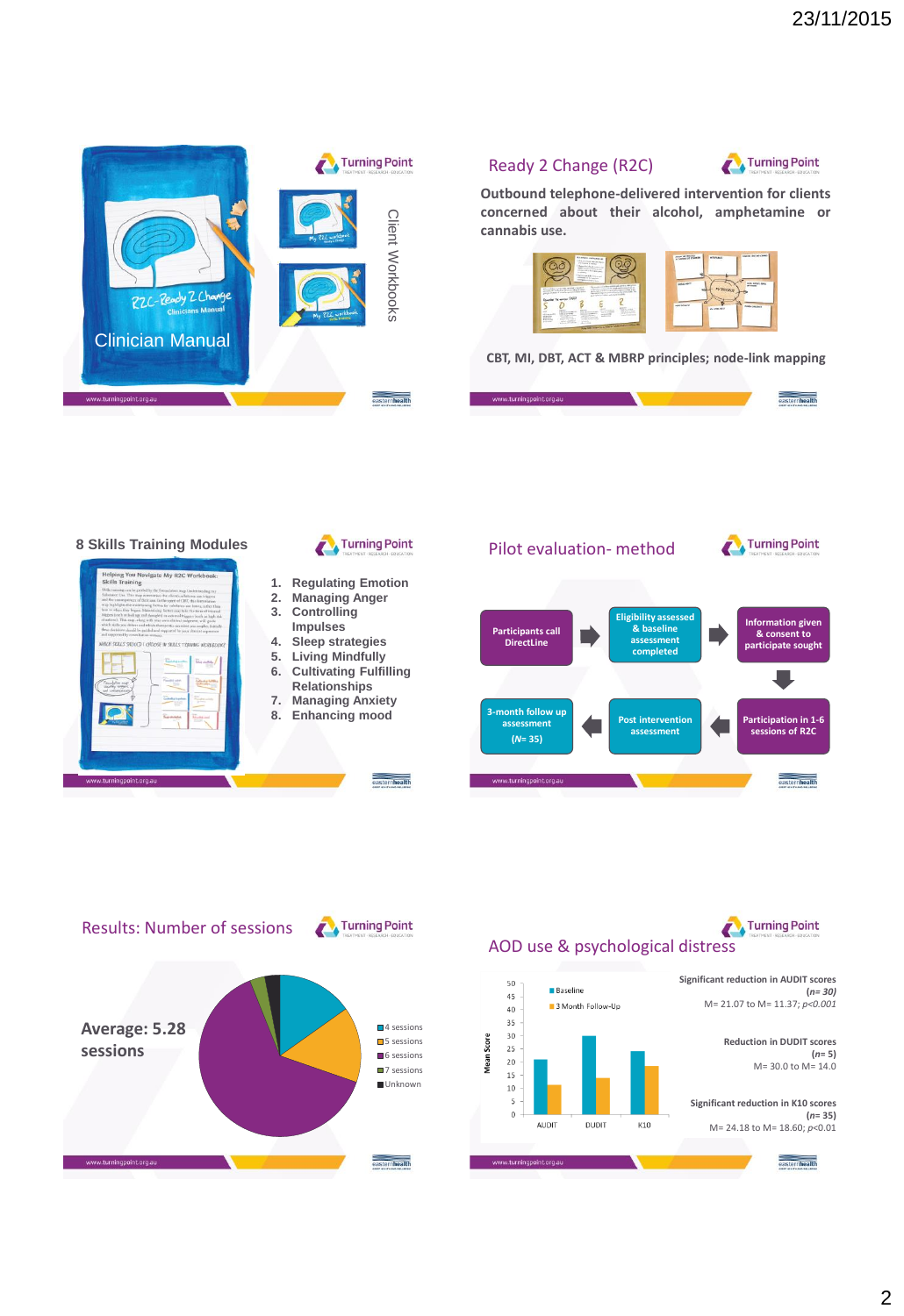## Slide 1

Clinician Manual

Client Workbooks

## Ready 2 Change (R2C)

**Outbound telephone-delivered intervention for clients concerned about their alcohol, amphetamine or cannabis use.**

**CBT, MI, DBT, ACT & MBRP principles; node-link mapping**

## 8 Skills Training Modules

1. Regulating Emotion
2. Managing Anger
3. Controlling Impulses
4. Sleep strategies
5. Living Mindfully
6. Cultivating Fulfilling Relationships
7. Managing Anxiety
8. Enhancing mood

## Pilot evaluation- method

Participants call DirectLine → Eligibility assessed & baseline assessment completed → Information given & consent to participate sought → Participation in 1-6 sessions of R2C → Post intervention assessment → 3-month follow up assessment (N= 35)

## Results: Number of sessions

**Average: 5.28 sessions**

- 4 sessions
- 5 sessions
- 6 sessions
- 7 sessions
- Unknown

## AOD use & psychological distress

Chart: Mean Score (0–50) for AUDIT, DUDIT, K10 — Baseline vs 3 Month Follow-Up

**Significant reduction in AUDIT scores** (*n= 30*)
M= 21.07 to M= 11.37; *p<0.001*

**Reduction in DUDIT scores** (*n=* 5)
M= 30.0 to M= 14.0

**Significant reduction in K10 scores** (*n=* 35)
M= 24.18 to M= 18.60; *p*<0.01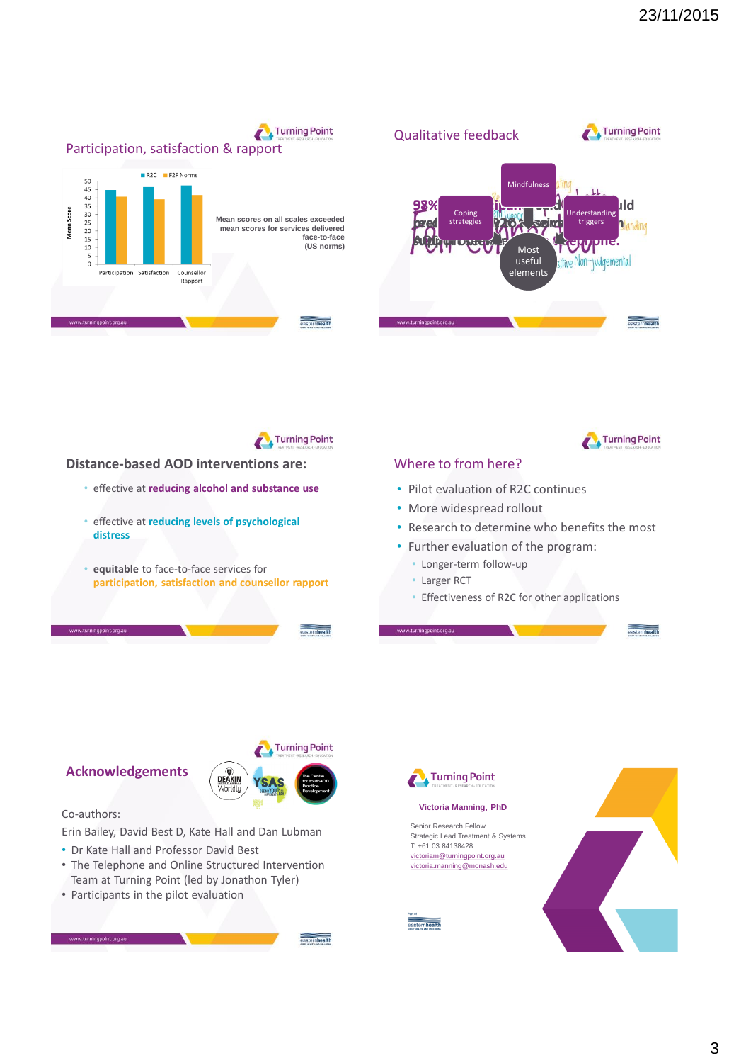## Participation, satisfaction & rapport

R2C
F2F Norms

Mean Score

50
45
40
35
30
25
20
15
10
5
0

Participation
Satisfaction
Counsellor Rapport

Mean scores on all scales exceeded mean scores for services delivered face-to-face (US norms)

## Qualitative feedback

Mindfulness

Coping strategies

Understanding triggers

Most useful elements

Non-judgemental

## Distance-based AOD interventions are:

- effective at **reducing alcohol and substance use**
- effective at **reducing levels of psychological distress**
- **equitable** to face-to-face services for **participation, satisfaction and counsellor rapport**

## Where to from here?

- Pilot evaluation of R2C continues
- More widespread rollout
- Research to determine who benefits the most
- Further evaluation of the program:
  - Longer-term follow-up
  - Larger RCT
  - Effectiveness of R2C for other applications

## Acknowledgements

Co-authors:

Erin Bailey, David Best D, Kate Hall and Dan Lubman

- Dr Kate Hall and Professor David Best
- The Telephone and Online Structured Intervention Team at Turning Point (led by Jonathon Tyler)
- Participants in the pilot evaluation

**Victoria Manning, PhD**

Senior Research Fellow
Strategic Lead Treatment & Systems
T: +61 03 84138428
victoriam@turningpoint.org.au
victoria.manning@monash.edu